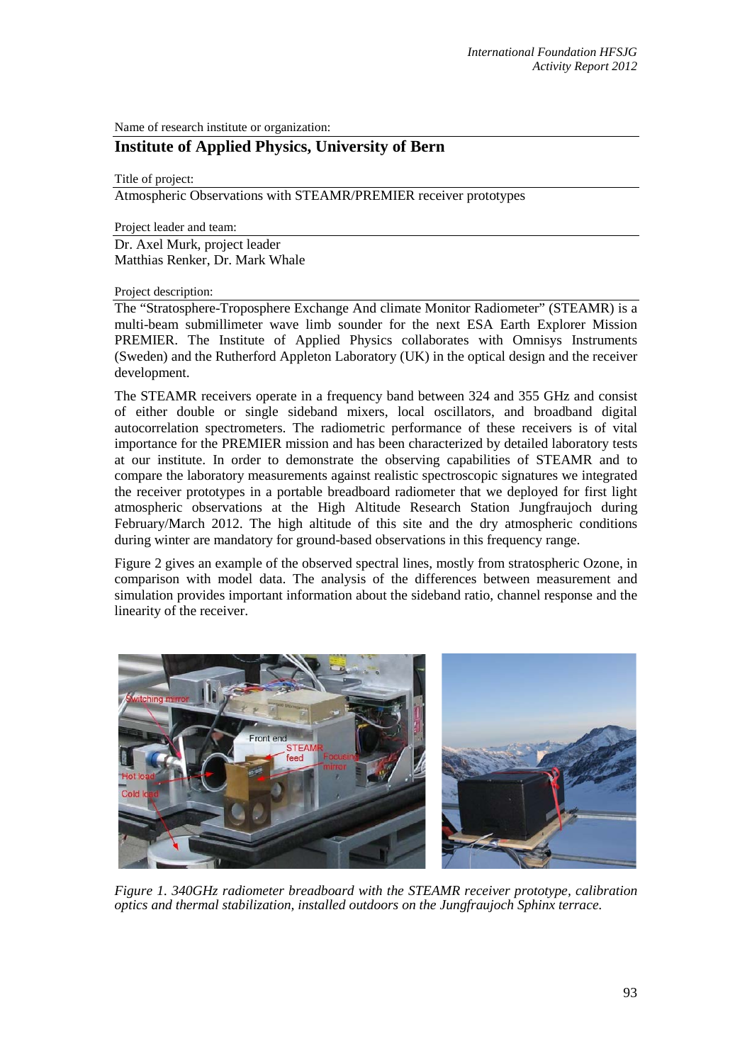Name of research institute or organization:

## Institute of Applied Physics, University of Bern

Title of project:

Atmospheric Observations with STEAMR/PREMIER receiver prototypes

Project leader and team:

Dr. Axel Murk, project leader
Matthias Renker, Dr. Mark Whale

Project description:

The "Stratosphere-Troposphere Exchange And climate Monitor Radiometer" (STEAMR) is a multi-beam submillimeter wave limb sounder for the next ESA Earth Explorer Mission PREMIER. The Institute of Applied Physics collaborates with Omnisys Instruments (Sweden) and the Rutherford Appleton Laboratory (UK) in the optical design and the receiver development.

The STEAMR receivers operate in a frequency band between 324 and 355 GHz and consist of either double or single sideband mixers, local oscillators, and broadband digital autocorrelation spectrometers. The radiometric performance of these receivers is of vital importance for the PREMIER mission and has been characterized by detailed laboratory tests at our institute. In order to demonstrate the observing capabilities of STEAMR and to compare the laboratory measurements against realistic spectroscopic signatures we integrated the receiver prototypes in a portable breadboard radiometer that we deployed for first light atmospheric observations at the High Altitude Research Station Jungfraujoch during February/March 2012. The high altitude of this site and the dry atmospheric conditions during winter are mandatory for ground-based observations in this frequency range.

Figure 2 gives an example of the observed spectral lines, mostly from stratospheric Ozone, in comparison with model data. The analysis of the differences between measurement and simulation provides important information about the sideband ratio, channel response and the linearity of the receiver.

*Figure 1. 340GHz radiometer breadboard with the STEAMR receiver prototype, calibration optics and thermal stabilization, installed outdoors on the Jungfraujoch Sphinx terrace.*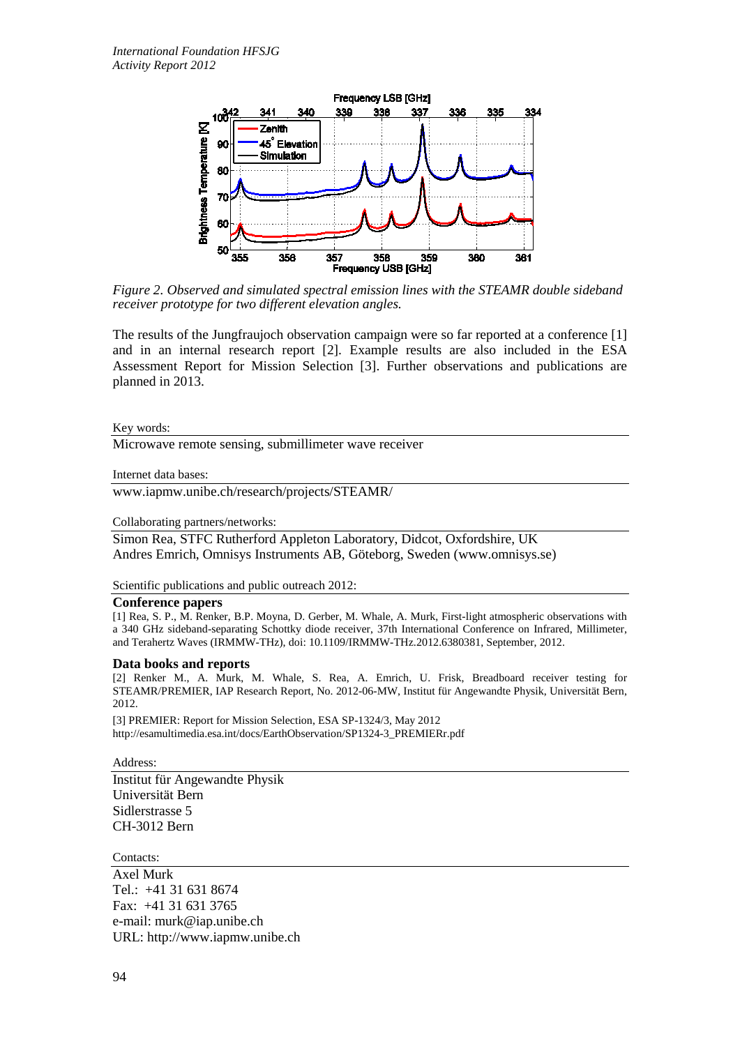Frequency LSB [GHz]

342 341 340 339 338 337 336 335 334

Brightness Temperature [K]

100 90 80 70 60 50

Zenith

45° Elevation

Simulation

355 356 357 358 359 360 361

Frequency USB [GHz]

*Figure 2. Observed and simulated spectral emission lines with the STEAMR double sideband receiver prototype for two different elevation angles.*

The results of the Jungfraujoch observation campaign were so far reported at a conference [1] and in an internal research report [2]. Example results are also included in the ESA Assessment Report for Mission Selection [3]. Further observations and publications are planned in 2013.

Key words:

Microwave remote sensing, submillimeter wave receiver

Internet data bases:

www.iapmw.unibe.ch/research/projects/STEAMR/

Collaborating partners/networks:

Simon Rea, STFC Rutherford Appleton Laboratory, Didcot, Oxfordshire, UK
Andres Emrich, Omnisys Instruments AB, Göteborg, Sweden (www.omnisys.se)

Scientific publications and public outreach 2012:

**Conference papers**

[1] Rea, S. P., M. Renker, B.P. Moyna, D. Gerber, M. Whale, A. Murk, First-light atmospheric observations with a 340 GHz sideband-separating Schottky diode receiver, 37th International Conference on Infrared, Millimeter, and Terahertz Waves (IRMMW-THz), doi: 10.1109/IRMMW-THz.2012.6380381, September, 2012.

**Data books and reports**

[2] Renker M., A. Murk, M. Whale, S. Rea, A. Emrich, U. Frisk, Breadboard receiver testing for STEAMR/PREMIER, IAP Research Report, No. 2012-06-MW, Institut für Angewandte Physik, Universität Bern, 2012.

[3] PREMIER: Report for Mission Selection, ESA SP-1324/3, May 2012
http://esamultimedia.esa.int/docs/EarthObservation/SP1324-3_PREMIERr.pdf

Address:

Institut für Angewandte Physik
Universität Bern
Sidlerstrasse 5
CH-3012 Bern

Contacts:

Axel Murk
Tel.: +41 31 631 8674
Fax: +41 31 631 3765
e-mail: murk@iap.unibe.ch
URL: http://www.iapmw.unibe.ch